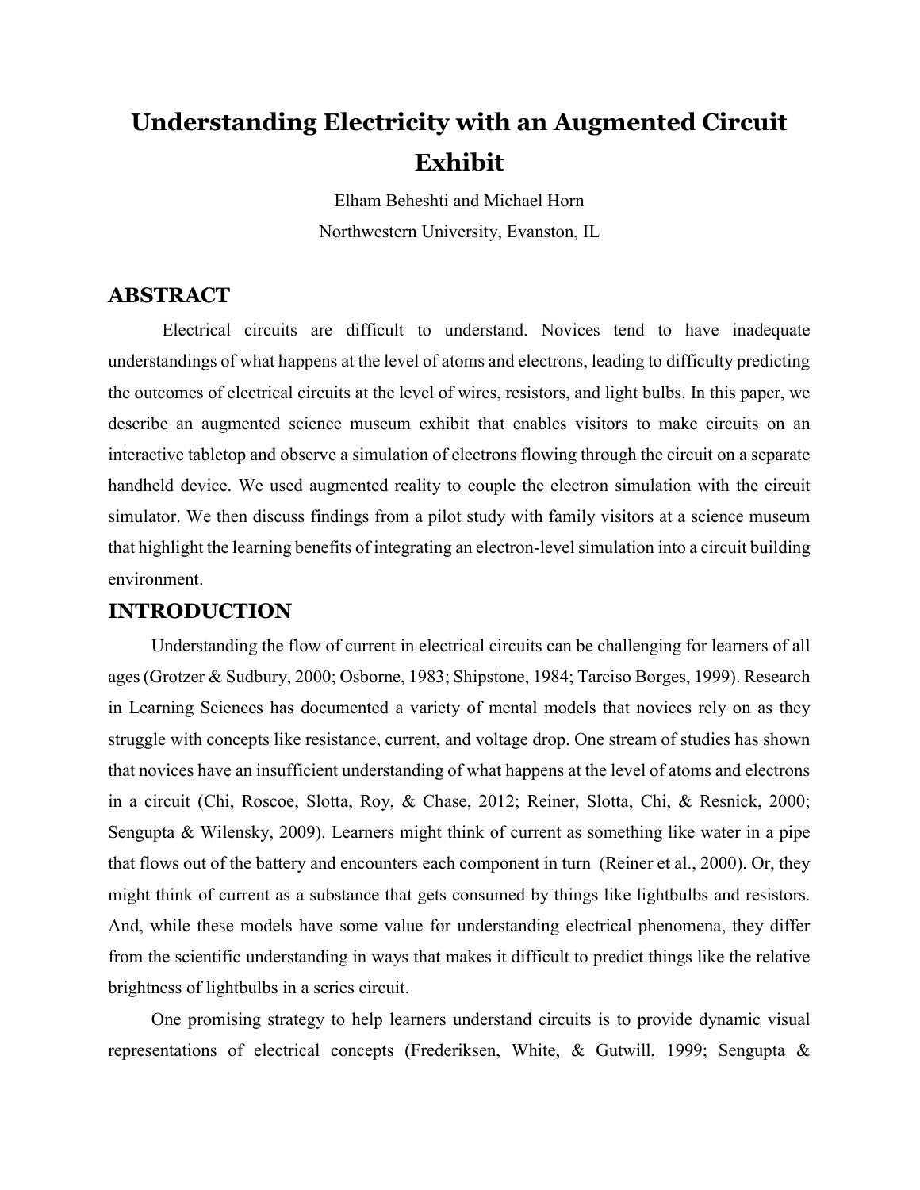# Understanding Electricity with an Augmented Circuit Exhibit

Elham Beheshti and Michael Horn

Northwestern University, Evanston, IL

## ABSTRACT

Electrical circuits are difficult to understand. Novices tend to have inadequate understandings of what happens at the level of atoms and electrons, leading to difficulty predicting the outcomes of electrical circuits at the level of wires, resistors, and light bulbs. In this paper, we describe an augmented science museum exhibit that enables visitors to make circuits on an interactive tabletop and observe a simulation of electrons flowing through the circuit on a separate handheld device. We used augmented reality to couple the electron simulation with the circuit simulator. We then discuss findings from a pilot study with family visitors at a science museum that highlight the learning benefits of integrating an electron-level simulation into a circuit building environment.

## INTRODUCTION

Understanding the flow of current in electrical circuits can be challenging for learners of all ages (Grotzer & Sudbury, 2000; Osborne, 1983; Shipstone, 1984; Tarciso Borges, 1999). Research in Learning Sciences has documented a variety of mental models that novices rely on as they struggle with concepts like resistance, current, and voltage drop. One stream of studies has shown that novices have an insufficient understanding of what happens at the level of atoms and electrons in a circuit (Chi, Roscoe, Slotta, Roy, & Chase, 2012; Reiner, Slotta, Chi, & Resnick, 2000; Sengupta & Wilensky, 2009). Learners might think of current as something like water in a pipe that flows out of the battery and encounters each component in turn (Reiner et al., 2000). Or, they might think of current as a substance that gets consumed by things like lightbulbs and resistors. And, while these models have some value for understanding electrical phenomena, they differ from the scientific understanding in ways that makes it difficult to predict things like the relative brightness of lightbulbs in a series circuit.

One promising strategy to help learners understand circuits is to provide dynamic visual representations of electrical concepts (Frederiksen, White, & Gutwill, 1999; Sengupta &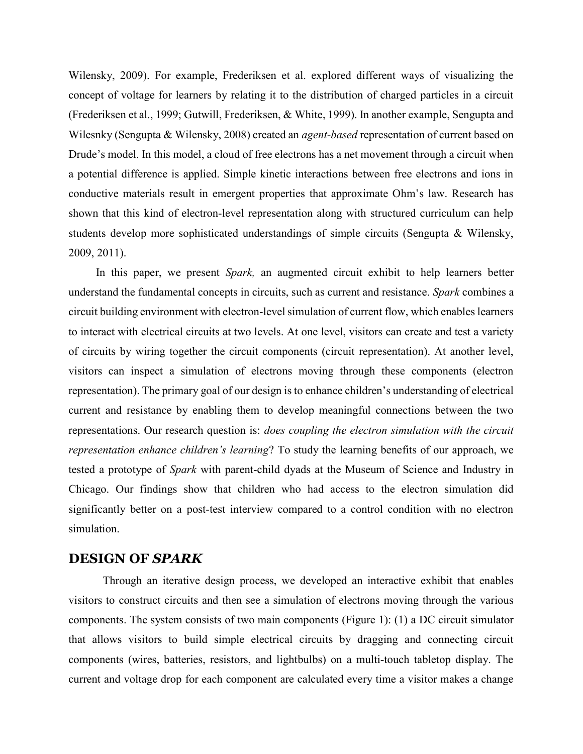Wilensky, 2009). For example, Frederiksen et al. explored different ways of visualizing the concept of voltage for learners by relating it to the distribution of charged particles in a circuit (Frederiksen et al., 1999; Gutwill, Frederiksen, & White, 1999). In another example, Sengupta and Wilesnky (Sengupta & Wilensky, 2008) created an *agent-based* representation of current based on Drude's model. In this model, a cloud of free electrons has a net movement through a circuit when a potential difference is applied. Simple kinetic interactions between free electrons and ions in conductive materials result in emergent properties that approximate Ohm's law. Research has shown that this kind of electron-level representation along with structured curriculum can help students develop more sophisticated understandings of simple circuits (Sengupta & Wilensky, 2009, 2011).

In this paper, we present *Spark,* an augmented circuit exhibit to help learners better understand the fundamental concepts in circuits, such as current and resistance. *Spark* combines a circuit building environment with electron-level simulation of current flow, which enables learners to interact with electrical circuits at two levels. At one level, visitors can create and test a variety of circuits by wiring together the circuit components (circuit representation). At another level, visitors can inspect a simulation of electrons moving through these components (electron representation). The primary goal of our design is to enhance children's understanding of electrical current and resistance by enabling them to develop meaningful connections between the two representations. Our research question is: *does coupling the electron simulation with the circuit representation enhance children's learning*? To study the learning benefits of our approach, we tested a prototype of *Spark* with parent-child dyads at the Museum of Science and Industry in Chicago. Our findings show that children who had access to the electron simulation did significantly better on a post-test interview compared to a control condition with no electron simulation.

## DESIGN OF *SPARK*

Through an iterative design process, we developed an interactive exhibit that enables visitors to construct circuits and then see a simulation of electrons moving through the various components. The system consists of two main components (Figure 1): (1) a DC circuit simulator that allows visitors to build simple electrical circuits by dragging and connecting circuit components (wires, batteries, resistors, and lightbulbs) on a multi-touch tabletop display. The current and voltage drop for each component are calculated every time a visitor makes a change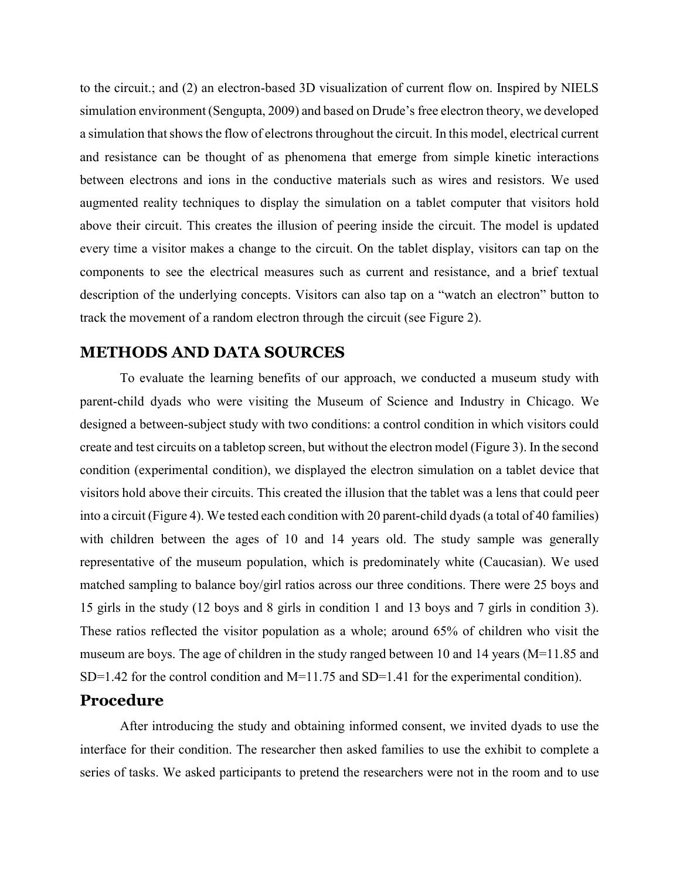to the circuit.; and (2) an electron-based 3D visualization of current flow on. Inspired by NIELS simulation environment (Sengupta, 2009) and based on Drude's free electron theory, we developed a simulation that shows the flow of electrons throughout the circuit. In this model, electrical current and resistance can be thought of as phenomena that emerge from simple kinetic interactions between electrons and ions in the conductive materials such as wires and resistors. We used augmented reality techniques to display the simulation on a tablet computer that visitors hold above their circuit. This creates the illusion of peering inside the circuit. The model is updated every time a visitor makes a change to the circuit. On the tablet display, visitors can tap on the components to see the electrical measures such as current and resistance, and a brief textual description of the underlying concepts. Visitors can also tap on a "watch an electron" button to track the movement of a random electron through the circuit (see Figure 2).

## METHODS AND DATA SOURCES

To evaluate the learning benefits of our approach, we conducted a museum study with parent-child dyads who were visiting the Museum of Science and Industry in Chicago. We designed a between-subject study with two conditions: a control condition in which visitors could create and test circuits on a tabletop screen, but without the electron model (Figure 3). In the second condition (experimental condition), we displayed the electron simulation on a tablet device that visitors hold above their circuits. This created the illusion that the tablet was a lens that could peer into a circuit (Figure 4). We tested each condition with 20 parent-child dyads (a total of 40 families) with children between the ages of 10 and 14 years old. The study sample was generally representative of the museum population, which is predominately white (Caucasian). We used matched sampling to balance boy/girl ratios across our three conditions. There were 25 boys and 15 girls in the study (12 boys and 8 girls in condition 1 and 13 boys and 7 girls in condition 3). These ratios reflected the visitor population as a whole; around 65% of children who visit the museum are boys. The age of children in the study ranged between 10 and 14 years (M=11.85 and SD=1.42 for the control condition and M=11.75 and SD=1.41 for the experimental condition).

### Procedure

After introducing the study and obtaining informed consent, we invited dyads to use the interface for their condition. The researcher then asked families to use the exhibit to complete a series of tasks. We asked participants to pretend the researchers were not in the room and to use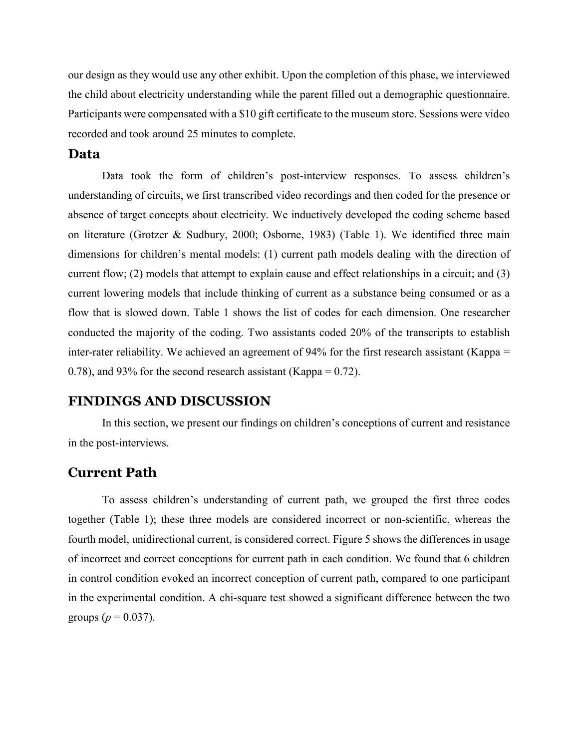our design as they would use any other exhibit. Upon the completion of this phase, we interviewed the child about electricity understanding while the parent filled out a demographic questionnaire. Participants were compensated with a $10 gift certificate to the museum store. Sessions were video recorded and took around 25 minutes to complete.

### Data

Data took the form of children's post-interview responses. To assess children's understanding of circuits, we first transcribed video recordings and then coded for the presence or absence of target concepts about electricity. We inductively developed the coding scheme based on literature (Grotzer & Sudbury, 2000; Osborne, 1983) (Table 1). We identified three main dimensions for children's mental models: (1) current path models dealing with the direction of current flow; (2) models that attempt to explain cause and effect relationships in a circuit; and (3) current lowering models that include thinking of current as a substance being consumed or as a flow that is slowed down. Table 1 shows the list of codes for each dimension. One researcher conducted the majority of the coding. Two assistants coded 20% of the transcripts to establish inter-rater reliability. We achieved an agreement of 94% for the first research assistant (Kappa = 0.78), and 93% for the second research assistant (Kappa = 0.72).

## FINDINGS AND DISCUSSION

In this section, we present our findings on children's conceptions of current and resistance in the post-interviews.

### Current Path

To assess children's understanding of current path, we grouped the first three codes together (Table 1); these three models are considered incorrect or non-scientific, whereas the fourth model, unidirectional current, is considered correct. Figure 5 shows the differences in usage of incorrect and correct conceptions for current path in each condition. We found that 6 children in control condition evoked an incorrect conception of current path, compared to one participant in the experimental condition. A chi-square test showed a significant difference between the two groups ($p = 0.037$).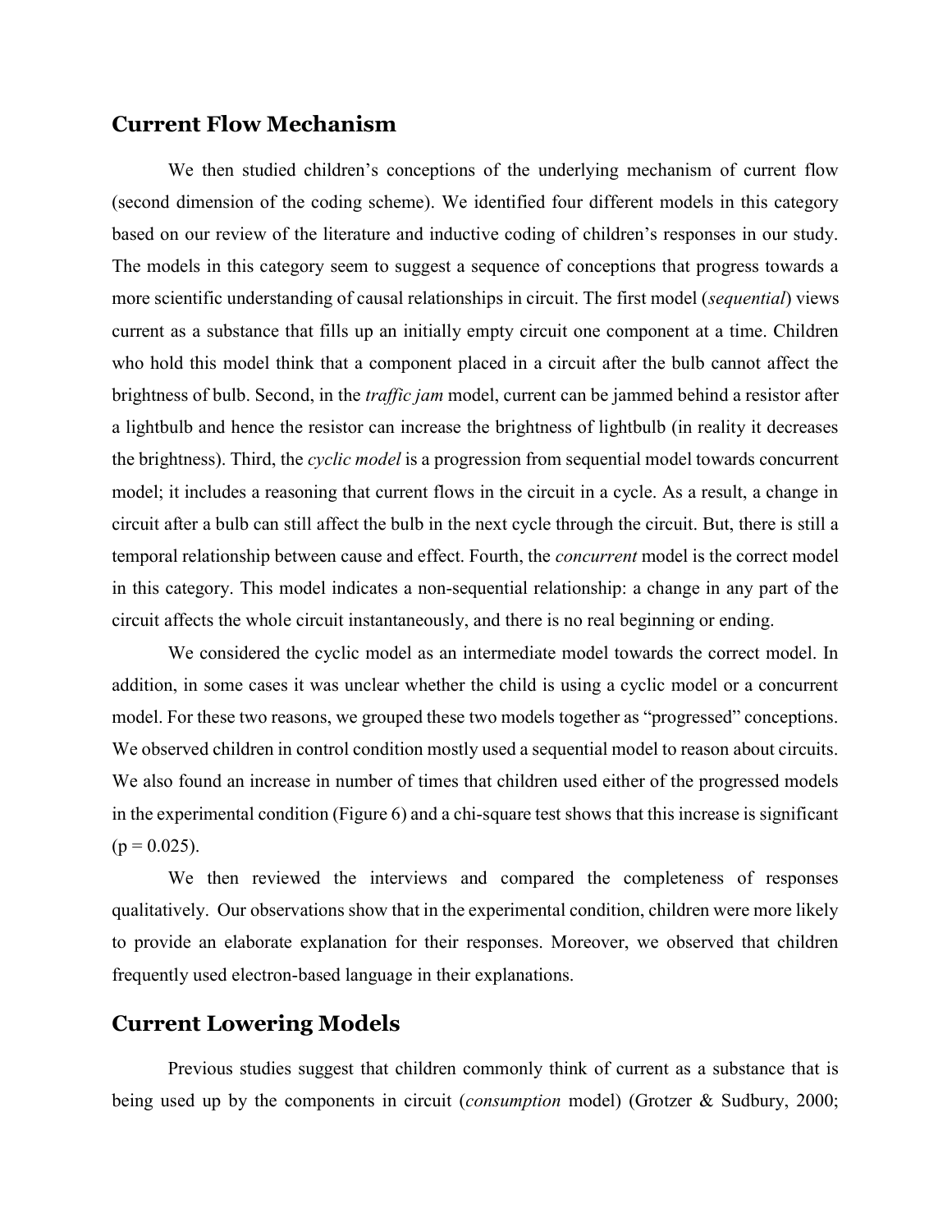## Current Flow Mechanism

We then studied children's conceptions of the underlying mechanism of current flow (second dimension of the coding scheme). We identified four different models in this category based on our review of the literature and inductive coding of children's responses in our study. The models in this category seem to suggest a sequence of conceptions that progress towards a more scientific understanding of causal relationships in circuit. The first model (*sequential*) views current as a substance that fills up an initially empty circuit one component at a time. Children who hold this model think that a component placed in a circuit after the bulb cannot affect the brightness of bulb. Second, in the *traffic jam* model, current can be jammed behind a resistor after a lightbulb and hence the resistor can increase the brightness of lightbulb (in reality it decreases the brightness). Third, the *cyclic model* is a progression from sequential model towards concurrent model; it includes a reasoning that current flows in the circuit in a cycle. As a result, a change in circuit after a bulb can still affect the bulb in the next cycle through the circuit. But, there is still a temporal relationship between cause and effect. Fourth, the *concurrent* model is the correct model in this category. This model indicates a non-sequential relationship: a change in any part of the circuit affects the whole circuit instantaneously, and there is no real beginning or ending.

We considered the cyclic model as an intermediate model towards the correct model. In addition, in some cases it was unclear whether the child is using a cyclic model or a concurrent model. For these two reasons, we grouped these two models together as "progressed" conceptions. We observed children in control condition mostly used a sequential model to reason about circuits. We also found an increase in number of times that children used either of the progressed models in the experimental condition (Figure 6) and a chi-square test shows that this increase is significant ($p = 0.025$).

We then reviewed the interviews and compared the completeness of responses qualitatively. Our observations show that in the experimental condition, children were more likely to provide an elaborate explanation for their responses. Moreover, we observed that children frequently used electron-based language in their explanations.

## Current Lowering Models

Previous studies suggest that children commonly think of current as a substance that is being used up by the components in circuit (*consumption* model) (Grotzer & Sudbury, 2000;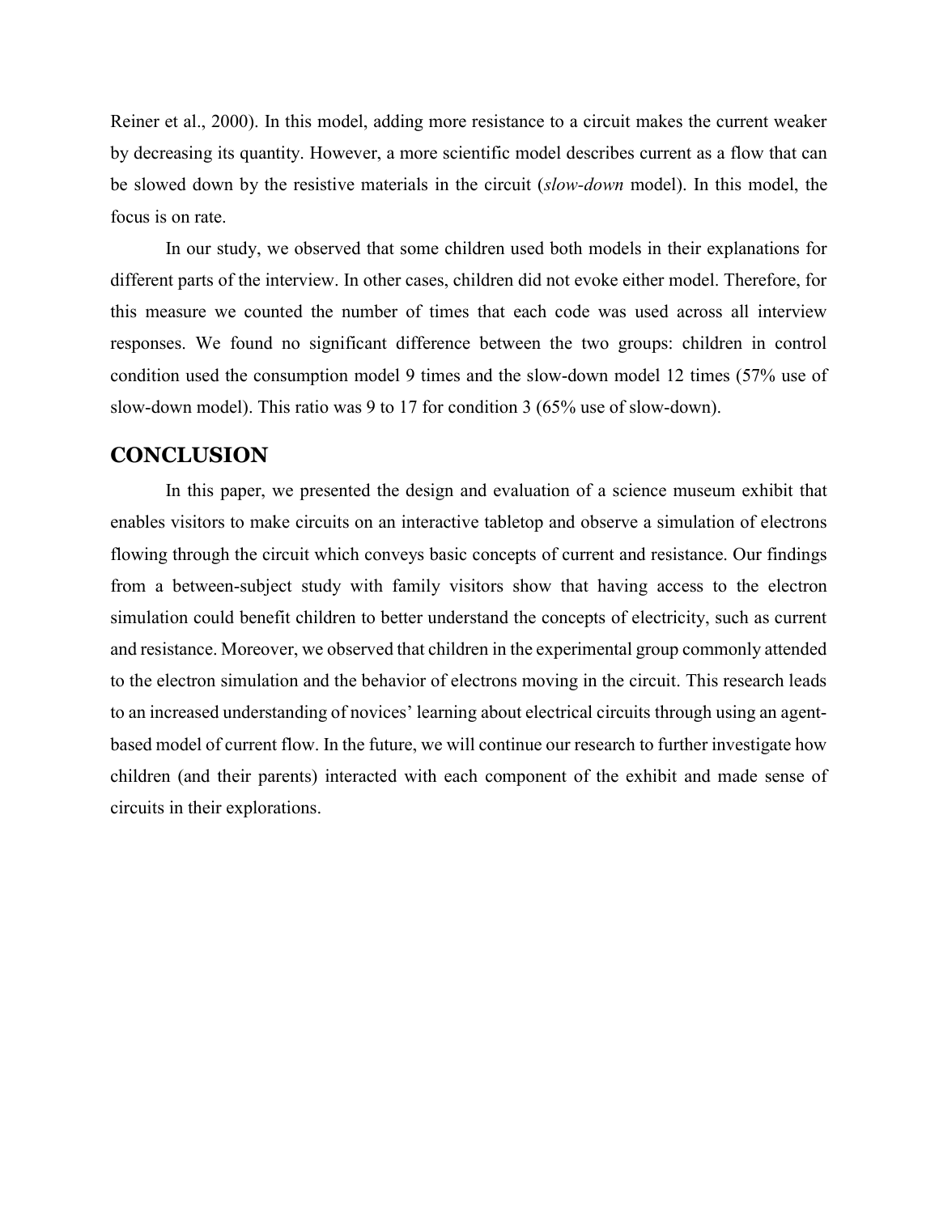Reiner et al., 2000). In this model, adding more resistance to a circuit makes the current weaker by decreasing its quantity. However, a more scientific model describes current as a flow that can be slowed down by the resistive materials in the circuit (*slow-down* model). In this model, the focus is on rate.

In our study, we observed that some children used both models in their explanations for different parts of the interview. In other cases, children did not evoke either model. Therefore, for this measure we counted the number of times that each code was used across all interview responses. We found no significant difference between the two groups: children in control condition used the consumption model 9 times and the slow-down model 12 times (57% use of slow-down model). This ratio was 9 to 17 for condition 3 (65% use of slow-down).

## CONCLUSION

In this paper, we presented the design and evaluation of a science museum exhibit that enables visitors to make circuits on an interactive tabletop and observe a simulation of electrons flowing through the circuit which conveys basic concepts of current and resistance. Our findings from a between-subject study with family visitors show that having access to the electron simulation could benefit children to better understand the concepts of electricity, such as current and resistance. Moreover, we observed that children in the experimental group commonly attended to the electron simulation and the behavior of electrons moving in the circuit. This research leads to an increased understanding of novices' learning about electrical circuits through using an agent-based model of current flow. In the future, we will continue our research to further investigate how children (and their parents) interacted with each component of the exhibit and made sense of circuits in their explorations.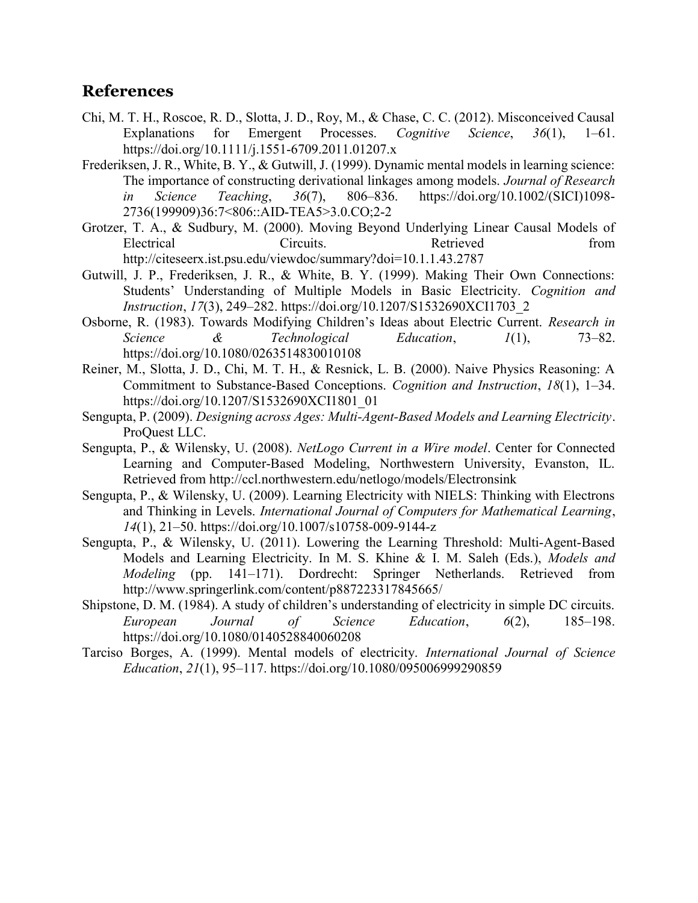## References

Chi, M. T. H., Roscoe, R. D., Slotta, J. D., Roy, M., & Chase, C. C. (2012). Misconceived Causal Explanations for Emergent Processes. *Cognitive Science*, *36*(1), 1–61. https://doi.org/10.1111/j.1551-6709.2011.01207.x

Frederiksen, J. R., White, B. Y., & Gutwill, J. (1999). Dynamic mental models in learning science: The importance of constructing derivational linkages among models. *Journal of Research in Science Teaching*, *36*(7), 806–836. https://doi.org/10.1002/(SICI)1098-2736(199909)36:7<806::AID-TEA5>3.0.CO;2-2

Grotzer, T. A., & Sudbury, M. (2000). Moving Beyond Underlying Linear Causal Models of Electrical Circuits. Retrieved from http://citeseerx.ist.psu.edu/viewdoc/summary?doi=10.1.1.43.2787

Gutwill, J. P., Frederiksen, J. R., & White, B. Y. (1999). Making Their Own Connections: Students' Understanding of Multiple Models in Basic Electricity. *Cognition and Instruction*, *17*(3), 249–282. https://doi.org/10.1207/S1532690XCI1703_2

Osborne, R. (1983). Towards Modifying Children's Ideas about Electric Current. *Research in Science & Technological Education*, *1*(1), 73–82. https://doi.org/10.1080/0263514830010108

Reiner, M., Slotta, J. D., Chi, M. T. H., & Resnick, L. B. (2000). Naive Physics Reasoning: A Commitment to Substance-Based Conceptions. *Cognition and Instruction*, *18*(1), 1–34. https://doi.org/10.1207/S1532690XCI1801_01

Sengupta, P. (2009). *Designing across Ages: Multi-Agent-Based Models and Learning Electricity*. ProQuest LLC.

Sengupta, P., & Wilensky, U. (2008). *NetLogo Current in a Wire model*. Center for Connected Learning and Computer-Based Modeling, Northwestern University, Evanston, IL. Retrieved from http://ccl.northwestern.edu/netlogo/models/Electronsink

Sengupta, P., & Wilensky, U. (2009). Learning Electricity with NIELS: Thinking with Electrons and Thinking in Levels. *International Journal of Computers for Mathematical Learning*, *14*(1), 21–50. https://doi.org/10.1007/s10758-009-9144-z

Sengupta, P., & Wilensky, U. (2011). Lowering the Learning Threshold: Multi-Agent-Based Models and Learning Electricity. In M. S. Khine & I. M. Saleh (Eds.), *Models and Modeling* (pp. 141–171). Dordrecht: Springer Netherlands. Retrieved from http://www.springerlink.com/content/p887223317845665/

Shipstone, D. M. (1984). A study of children's understanding of electricity in simple DC circuits. *European Journal of Science Education*, *6*(2), 185–198. https://doi.org/10.1080/0140528840060208

Tarciso Borges, A. (1999). Mental models of electricity. *International Journal of Science Education*, *21*(1), 95–117. https://doi.org/10.1080/095006999290859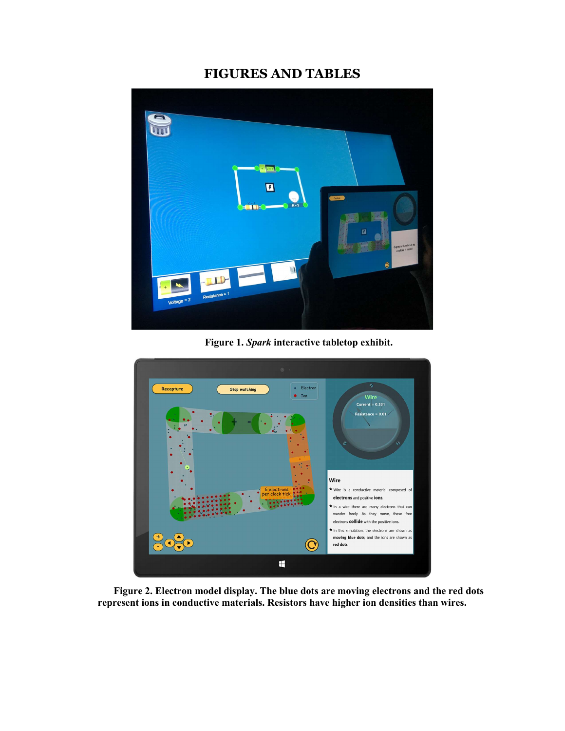# FIGURES AND TABLES

**Figure 1.** ***Spark*** **interactive tabletop exhibit.**

**Figure 2. Electron model display. The blue dots are moving electrons and the red dots represent ions in conductive materials. Resistors have higher ion densities than wires.**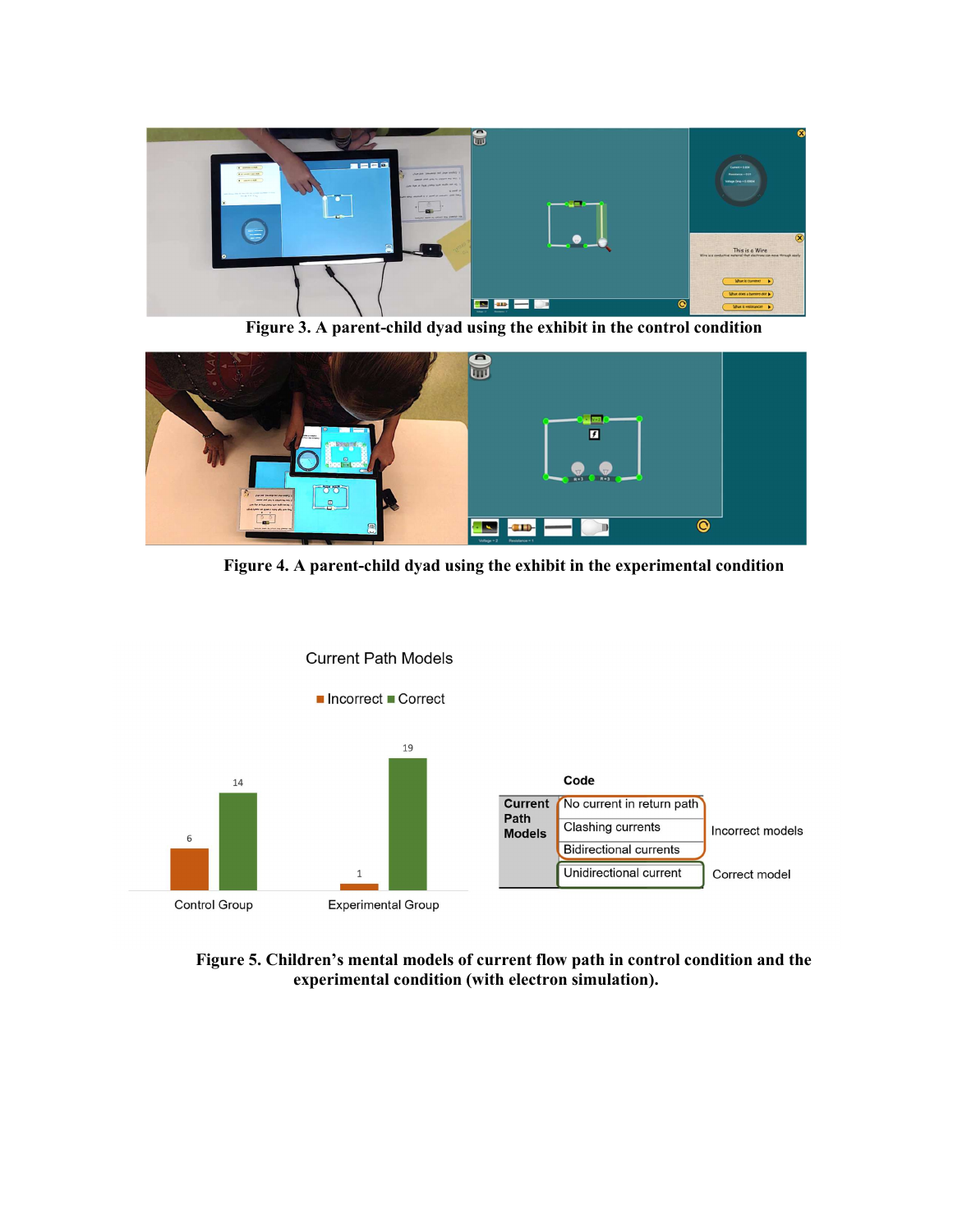**Figure 3. A parent-child dyad using the exhibit in the control condition**

**Figure 4. A parent-child dyad using the exhibit in the experimental condition**

Current Path Models

| | Incorrect | Correct |
|---|---|---|
| Control Group | 6 | 14 |
| Experimental Group | 1 | 19 |

| | Code | |
|---|---|---|
| Current Path Models | No current in return path | Incorrect models |
| | Clashing currents | |
| | Bidirectional currents | |
| | Unidirectional current | Correct model |

**Figure 5. Children's mental models of current flow path in control condition and the experimental condition (with electron simulation).**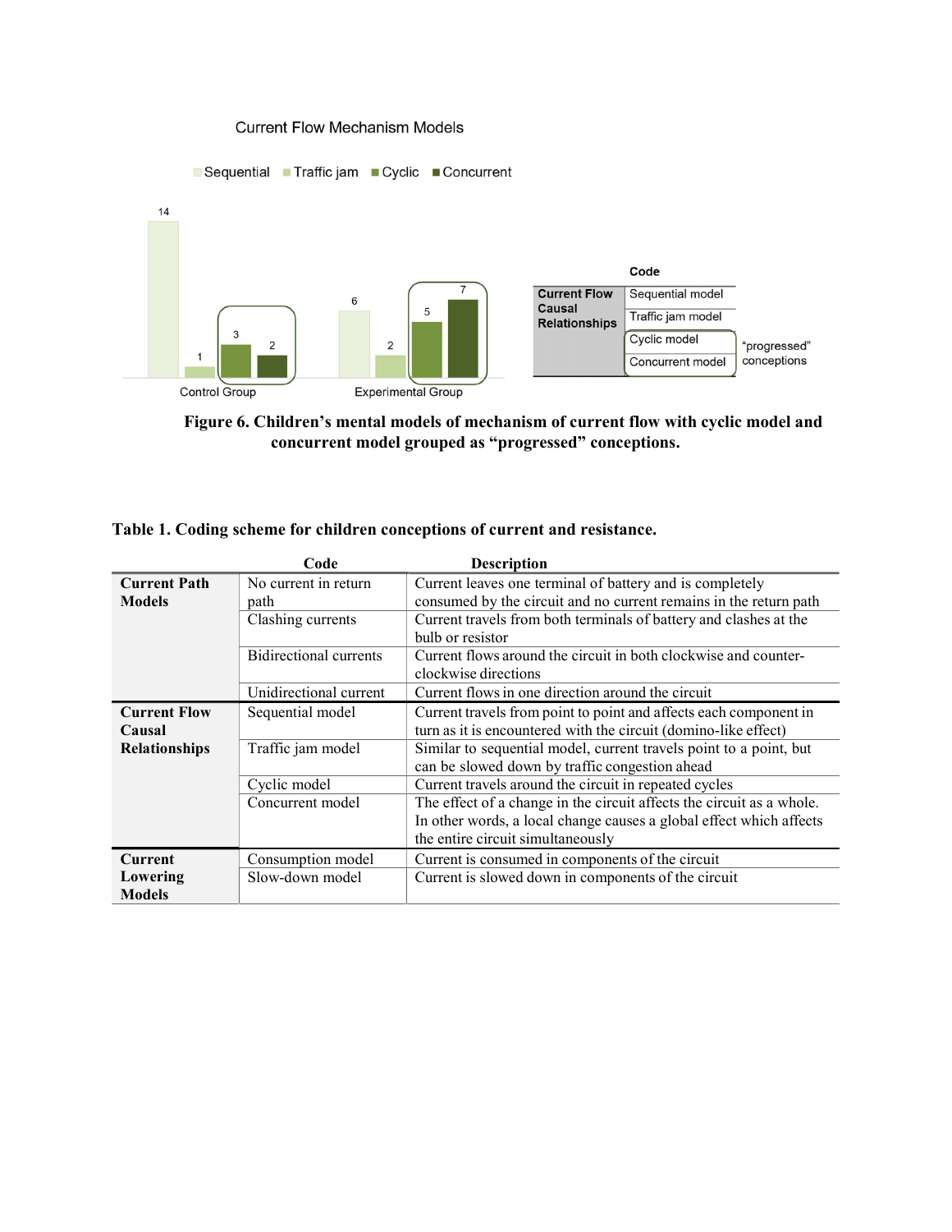Current Flow Mechanism Models

Sequential Traffic jam Cyclic Concurrent

14

1

3

2

6

2

5

7

Control Group

Experimental Group

Code

Current Flow Causal Relationships

Sequential model

Traffic jam model

Cyclic model

Concurrent model

"progressed" conceptions

**Figure 6. Children's mental models of mechanism of current flow with cyclic model and concurrent model grouped as "progressed" conceptions.**

**Table 1. Coding scheme for children conceptions of current and resistance.**

| | Code | Description |
|---|---|---|
| **Current Path Models** | No current in return path | Current leaves one terminal of battery and is completely consumed by the circuit and no current remains in the return path |
| | Clashing currents | Current travels from both terminals of battery and clashes at the bulb or resistor |
| | Bidirectional currents | Current flows around the circuit in both clockwise and counter-clockwise directions |
| | Unidirectional current | Current flows in one direction around the circuit |
| **Current Flow Causal Relationships** | Sequential model | Current travels from point to point and affects each component in turn as it is encountered with the circuit (domino-like effect) |
| | Traffic jam model | Similar to sequential model, current travels point to a point, but can be slowed down by traffic congestion ahead |
| | Cyclic model | Current travels around the circuit in repeated cycles |
| | Concurrent model | The effect of a change in the circuit affects the circuit as a whole. In other words, a local change causes a global effect which affects the entire circuit simultaneously |
| **Current Lowering Models** | Consumption model | Current is consumed in components of the circuit |
| | Slow-down model | Current is slowed down in components of the circuit |